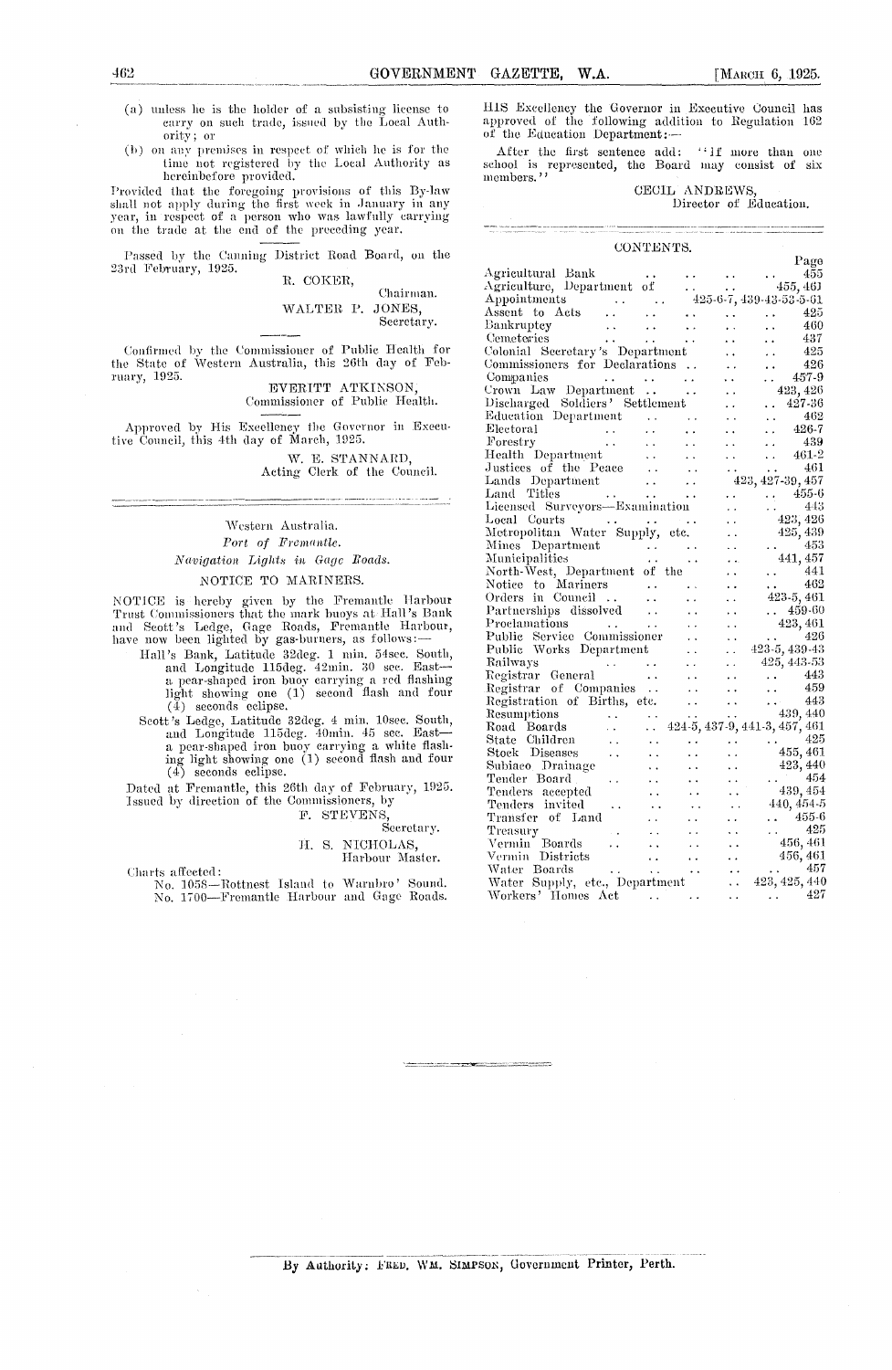(a) unless he is the holder of a subsisting license to carry on such trade, issued by the Local Authority; or

(b) on any premises in respect of which he is for the time not registered by the Local Authority as hereinbefore provided.

Provided that the foregoing provisions of this By-law shall not apply during the first week in January in any year, in respect of a person who was lawfully carrying on the trade at the end of the preceding year.

Passed by the Canning District Road Board, on the 23rd February, 1925.

R. COKER,
Chairman.

WALTER P. JONES,
Secretary.

Confirmed by the Commissioner of Public Health for the State of Western Australia, this 26th day of February, 1925.

EVERITT ATKINSON,
Commissioner of Public Health.

Approved by His Excellency the Governor in Executive Council, this 4th day of March, 1925.

W. E. STANNARD,
Acting Clerk of the Council.

---

Western Australia.

*Port of Fremantle.*

*Navigation Lights in Gage Roads.*

## NOTICE TO MARINERS.

NOTICE is hereby given by the Fremantle Harbour Trust Commissioners that the mark buoys at Hall's Bank and Scott's Ledge, Gage Roads, Fremantle Harbour, have now been lighted by gas-burners, as follows:—

Hall's Bank, Latitude 32deg. 1 min. 54sec. South, and Longitude 115deg. 42min. 30 sec. East—a pear-shaped iron buoy carrying a red flashing light showing one (1) second flash and four (4) seconds eclipse.

Scott's Ledge, Latitude 32deg. 4 min. 10sec. South, and Longitude 115deg. 40min. 45 sec. East—a pear-shaped iron buoy carrying a white flashing light showing one (1) second flash and four (4) seconds eclipse.

Dated at Fremantle, this 26th day of February, 1925.

Issued by direction of the Commissioners, by

F. STEVENS,
Secretary.

H. S. NICHOLAS,
Harbour Master.

Charts affected:

No. 1058—Rottnest Island to Warnbro' Sound.
No. 1700—Fremantle Harbour and Gage Roads.

---

HIS Excellency the Governor in Executive Council has approved of the following addition to Regulation 162 of the Education Department:—

After the first sentence add: "If more than one school is represented, the Board may consist of six members."

CECIL ANDREWS,
Director of Education.

---

## CONTENTS.

| | Page |
|---|---|
| Agricultural Bank | 455 |
| Agriculture, Department of | 455, 461 |
| Appointments | 425-6-7, 439-43-53-5-61 |
| Assent to Acts | 425 |
| Bankruptcy | 460 |
| Cemeteries | 437 |
| Colonial Secretary's Department | 425 |
| Commissioners for Declarations | 426 |
| Companies | 457-9 |
| Crown Law Department | 423, 426 |
| Discharged Soldiers' Settlement | 427-36 |
| Education Department | 462 |
| Electoral | 426-7 |
| Forestry | 439 |
| Health Department | 461-2 |
| Justices of the Peace | 461 |
| Lands Department | 423, 427-39, 457 |
| Land Titles | 455-6 |
| Licensed Surveyors—Examination | 443 |
| Local Courts | 423, 426 |
| Metropolitan Water Supply, etc. | 425, 439 |
| Mines Department | 453 |
| Municipalities | 441, 457 |
| North-West, Department of the | 441 |
| Notice to Mariners | 462 |
| Orders in Council | 423-5, 461 |
| Partnerships dissolved | 459-60 |
| Proclamations | 423, 461 |
| Public Service Commissioner | 426 |
| Public Works Department | 423-5, 439-43 |
| Railways | 425, 443-53 |
| Registrar General | 443 |
| Registrar of Companies | 459 |
| Registration of Births, etc. | 443 |
| Resumptions | 439, 440 |
| Road Boards | 424-5, 437-9, 441-3, 457, 461 |
| State Children | 425 |
| Stock Diseases | 455, 461 |
| Subiaco Drainage | 423, 440 |
| Tender Board | 454 |
| Tenders accepted | 439, 454 |
| Tenders invited | 440, 454-5 |
| Transfer of Land | 455-6 |
| Treasury | 425 |
| Vermin Boards | 456, 461 |
| Vermin Districts | 456, 461 |
| Water Boards | 457 |
| Water Supply, etc., Department | 423, 425, 440 |
| Workers' Homes Act | 427 |

By Authority: FRED. WM. SIMPSON, Government Printer, Perth.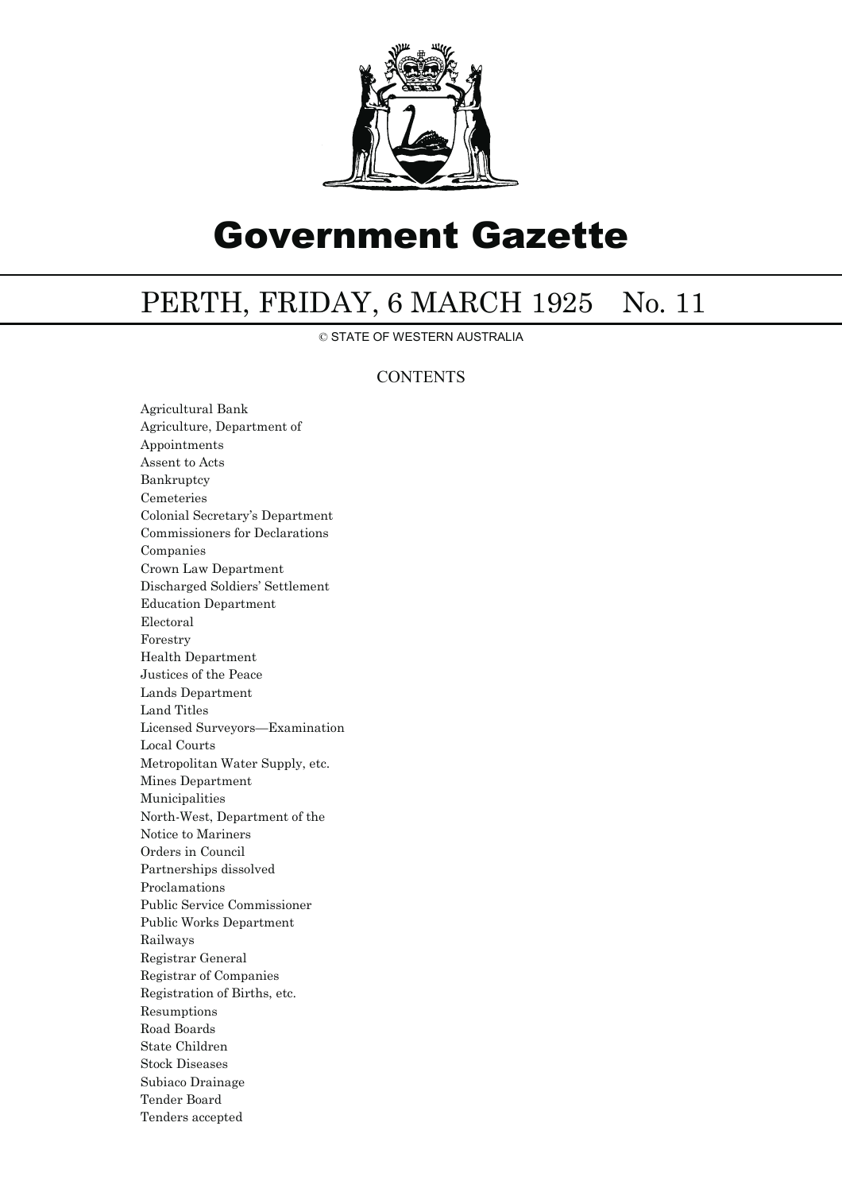# Government Gazette

## PERTH, FRIDAY, 6 MARCH 1925 No. 11

© STATE OF WESTERN AUSTRALIA

### CONTENTS

Agricultural Bank
Agriculture, Department of
Appointments
Assent to Acts
Bankruptcy
Cemeteries
Colonial Secretary's Department
Commissioners for Declarations
Companies
Crown Law Department
Discharged Soldiers' Settlement
Education Department
Electoral
Forestry
Health Department
Justices of the Peace
Lands Department
Land Titles
Licensed Surveyors—Examination
Local Courts
Metropolitan Water Supply, etc.
Mines Department
Municipalities
North-West, Department of the
Notice to Mariners
Orders in Council
Partnerships dissolved
Proclamations
Public Service Commissioner
Public Works Department
Railways
Registrar General
Registrar of Companies
Registration of Births, etc.
Resumptions
Road Boards
State Children
Stock Diseases
Subiaco Drainage
Tender Board
Tenders accepted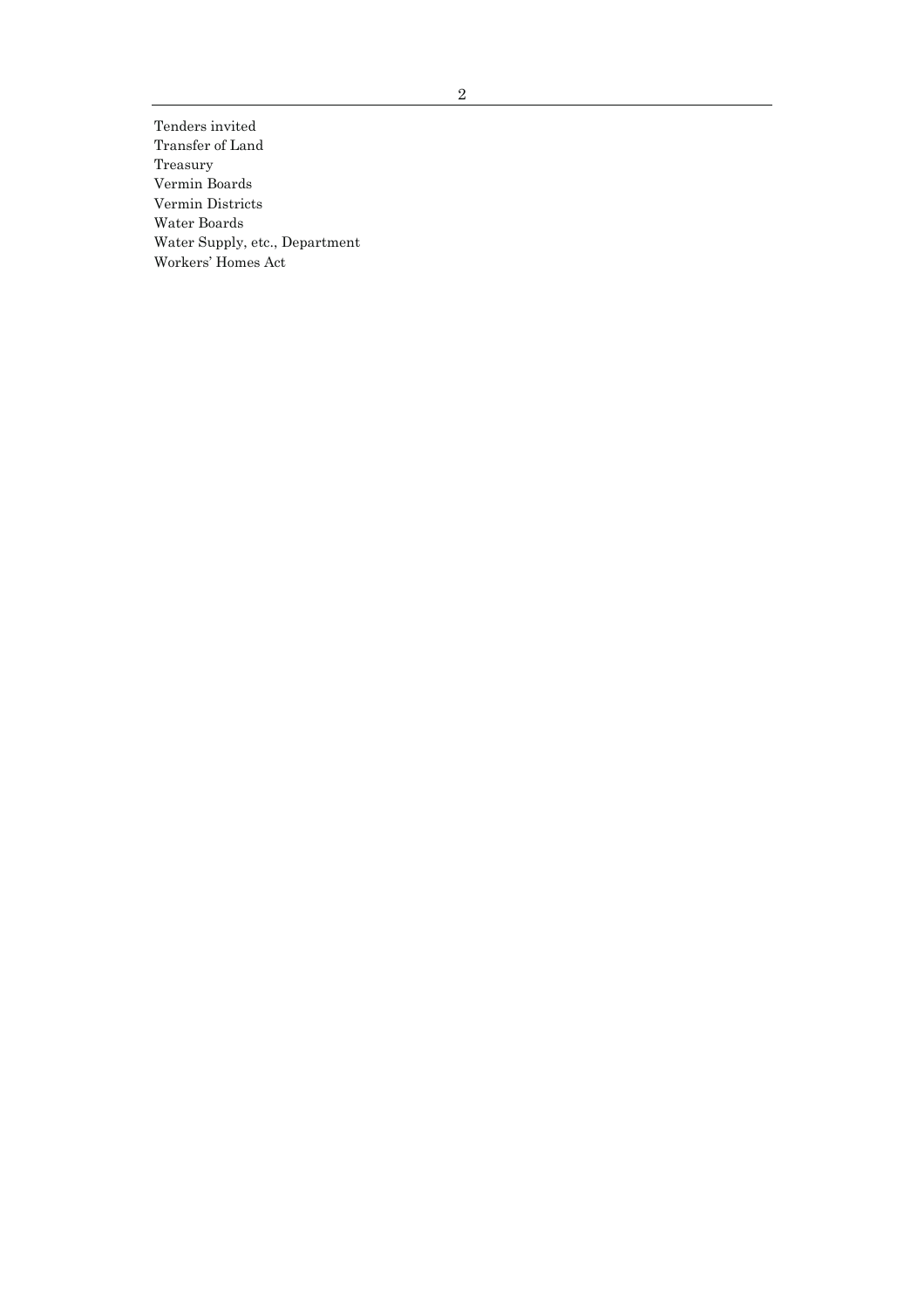Tenders invited
Transfer of Land
Treasury
Vermin Boards
Vermin Districts
Water Boards
Water Supply, etc., Department
Workers' Homes Act